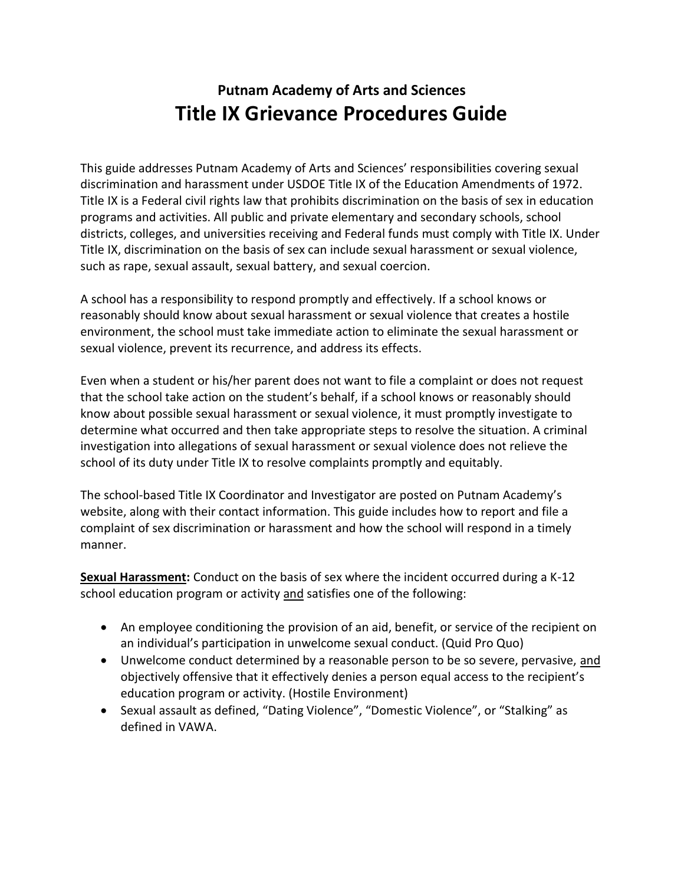**Putnam Academy of Arts and Sciences**

# Title IX Grievance Procedures Guide

This guide addresses Putnam Academy of Arts and Sciences' responsibilities covering sexual discrimination and harassment under USDOE Title IX of the Education Amendments of 1972. Title IX is a Federal civil rights law that prohibits discrimination on the basis of sex in education programs and activities. All public and private elementary and secondary schools, school districts, colleges, and universities receiving and Federal funds must comply with Title IX. Under Title IX, discrimination on the basis of sex can include sexual harassment or sexual violence, such as rape, sexual assault, sexual battery, and sexual coercion.

A school has a responsibility to respond promptly and effectively. If a school knows or reasonably should know about sexual harassment or sexual violence that creates a hostile environment, the school must take immediate action to eliminate the sexual harassment or sexual violence, prevent its recurrence, and address its effects.

Even when a student or his/her parent does not want to file a complaint or does not request that the school take action on the student's behalf, if a school knows or reasonably should know about possible sexual harassment or sexual violence, it must promptly investigate to determine what occurred and then take appropriate steps to resolve the situation. A criminal investigation into allegations of sexual harassment or sexual violence does not relieve the school of its duty under Title IX to resolve complaints promptly and equitably.

The school-based Title IX Coordinator and Investigator are posted on Putnam Academy's website, along with their contact information. This guide includes how to report and file a complaint of sex discrimination or harassment and how the school will respond in a timely manner.

**Sexual Harassment:** Conduct on the basis of sex where the incident occurred during a K-12 school education program or activity and satisfies one of the following:

- An employee conditioning the provision of an aid, benefit, or service of the recipient on an individual's participation in unwelcome sexual conduct. (Quid Pro Quo)
- Unwelcome conduct determined by a reasonable person to be so severe, pervasive, and objectively offensive that it effectively denies a person equal access to the recipient's education program or activity. (Hostile Environment)
- Sexual assault as defined, "Dating Violence", "Domestic Violence", or "Stalking" as defined in VAWA.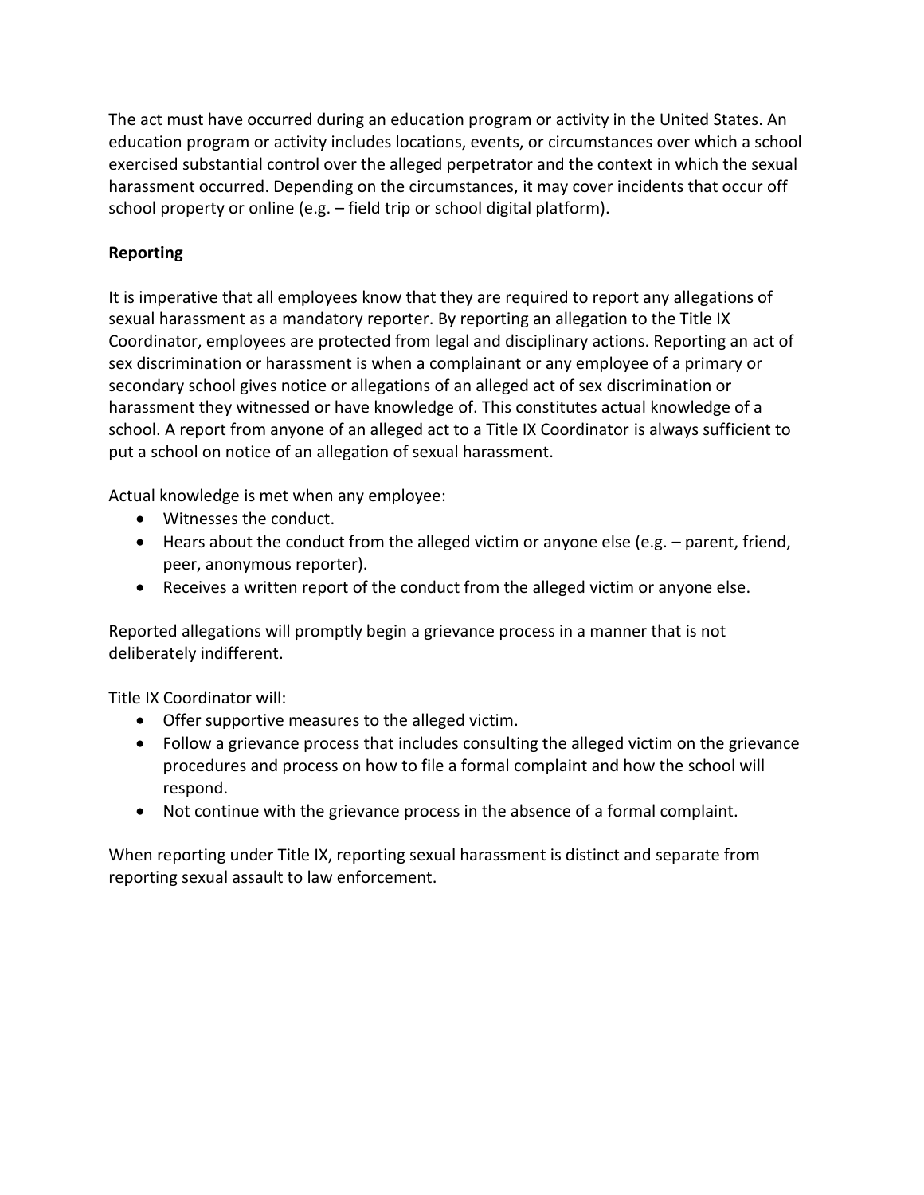The act must have occurred during an education program or activity in the United States. An education program or activity includes locations, events, or circumstances over which a school exercised substantial control over the alleged perpetrator and the context in which the sexual harassment occurred. Depending on the circumstances, it may cover incidents that occur off school property or online (e.g. – field trip or school digital platform).

**Reporting**

It is imperative that all employees know that they are required to report any allegations of sexual harassment as a mandatory reporter. By reporting an allegation to the Title IX Coordinator, employees are protected from legal and disciplinary actions. Reporting an act of sex discrimination or harassment is when a complainant or any employee of a primary or secondary school gives notice or allegations of an alleged act of sex discrimination or harassment they witnessed or have knowledge of. This constitutes actual knowledge of a school. A report from anyone of an alleged act to a Title IX Coordinator is always sufficient to put a school on notice of an allegation of sexual harassment.

Actual knowledge is met when any employee:

- Witnesses the conduct.
- Hears about the conduct from the alleged victim or anyone else (e.g. – parent, friend, peer, anonymous reporter).
- Receives a written report of the conduct from the alleged victim or anyone else.

Reported allegations will promptly begin a grievance process in a manner that is not deliberately indifferent.

Title IX Coordinator will:

- Offer supportive measures to the alleged victim.
- Follow a grievance process that includes consulting the alleged victim on the grievance procedures and process on how to file a formal complaint and how the school will respond.
- Not continue with the grievance process in the absence of a formal complaint.

When reporting under Title IX, reporting sexual harassment is distinct and separate from reporting sexual assault to law enforcement.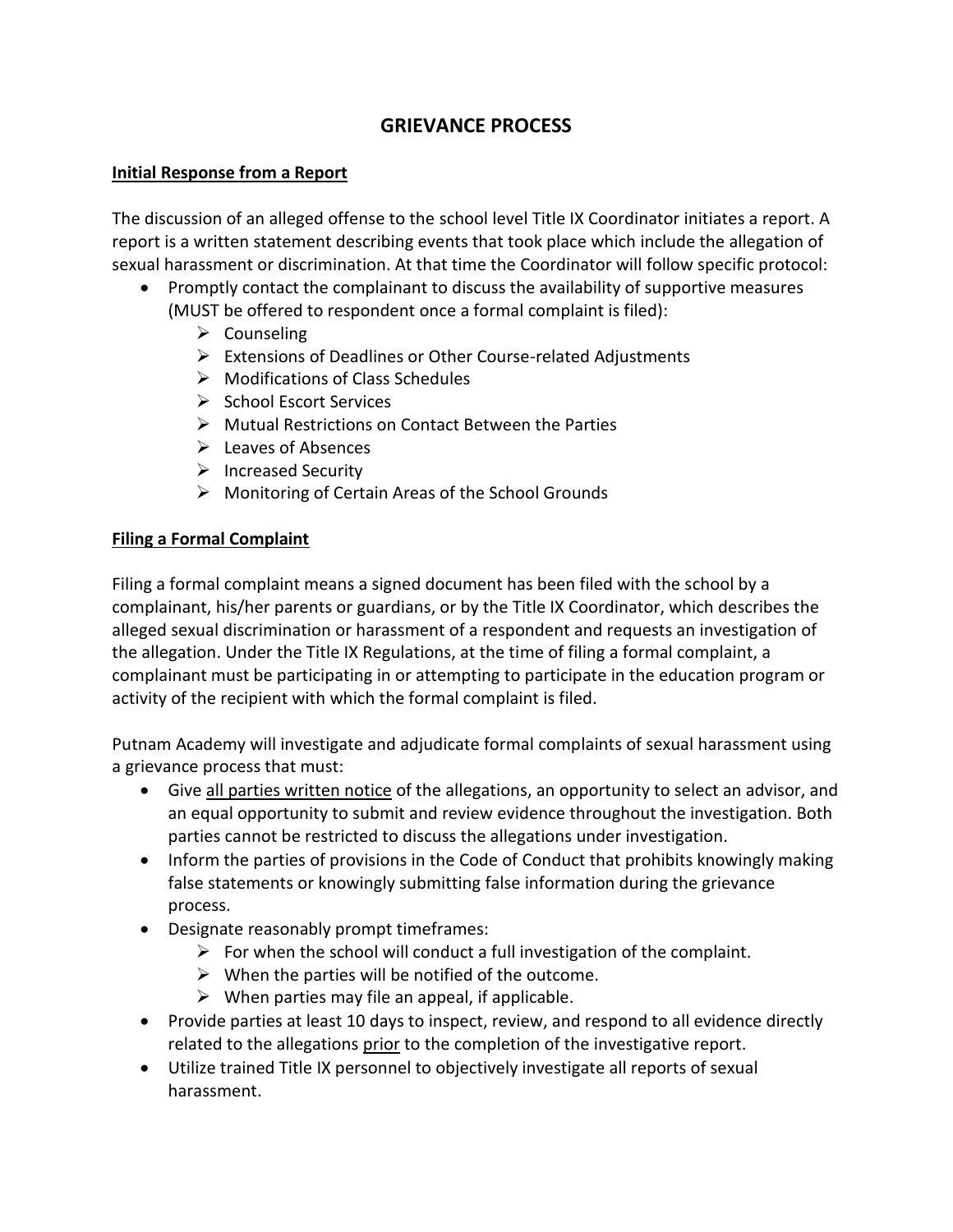# GRIEVANCE PROCESS

**Initial Response from a Report**

The discussion of an alleged offense to the school level Title IX Coordinator initiates a report. A report is a written statement describing events that took place which include the allegation of sexual harassment or discrimination. At that time the Coordinator will follow specific protocol:

- Promptly contact the complainant to discuss the availability of supportive measures (MUST be offered to respondent once a formal complaint is filed):
  - Counseling
  - Extensions of Deadlines or Other Course-related Adjustments
  - Modifications of Class Schedules
  - School Escort Services
  - Mutual Restrictions on Contact Between the Parties
  - Leaves of Absences
  - Increased Security
  - Monitoring of Certain Areas of the School Grounds

**Filing a Formal Complaint**

Filing a formal complaint means a signed document has been filed with the school by a complainant, his/her parents or guardians, or by the Title IX Coordinator, which describes the alleged sexual discrimination or harassment of a respondent and requests an investigation of the allegation. Under the Title IX Regulations, at the time of filing a formal complaint, a complainant must be participating in or attempting to participate in the education program or activity of the recipient with which the formal complaint is filed.

Putnam Academy will investigate and adjudicate formal complaints of sexual harassment using a grievance process that must:

- Give all parties written notice of the allegations, an opportunity to select an advisor, and an equal opportunity to submit and review evidence throughout the investigation. Both parties cannot be restricted to discuss the allegations under investigation.
- Inform the parties of provisions in the Code of Conduct that prohibits knowingly making false statements or knowingly submitting false information during the grievance process.
- Designate reasonably prompt timeframes:
  - For when the school will conduct a full investigation of the complaint.
  - When the parties will be notified of the outcome.
  - When parties may file an appeal, if applicable.
- Provide parties at least 10 days to inspect, review, and respond to all evidence directly related to the allegations prior to the completion of the investigative report.
- Utilize trained Title IX personnel to objectively investigate all reports of sexual harassment.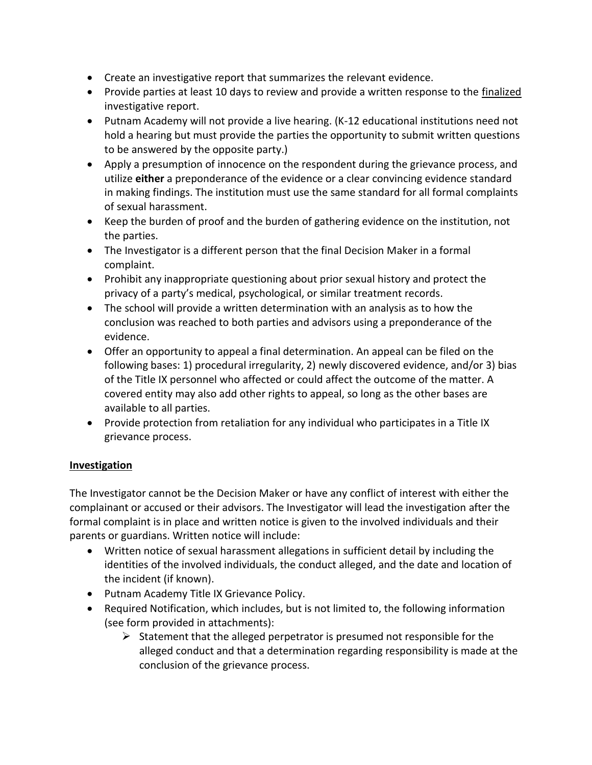- Create an investigative report that summarizes the relevant evidence.
- Provide parties at least 10 days to review and provide a written response to the <u>finalized</u> investigative report.
- Putnam Academy will not provide a live hearing. (K-12 educational institutions need not hold a hearing but must provide the parties the opportunity to submit written questions to be answered by the opposite party.)
- Apply a presumption of innocence on the respondent during the grievance process, and utilize **either** a preponderance of the evidence or a clear convincing evidence standard in making findings. The institution must use the same standard for all formal complaints of sexual harassment.
- Keep the burden of proof and the burden of gathering evidence on the institution, not the parties.
- The Investigator is a different person that the final Decision Maker in a formal complaint.
- Prohibit any inappropriate questioning about prior sexual history and protect the privacy of a party's medical, psychological, or similar treatment records.
- The school will provide a written determination with an analysis as to how the conclusion was reached to both parties and advisors using a preponderance of the evidence.
- Offer an opportunity to appeal a final determination. An appeal can be filed on the following bases: 1) procedural irregularity, 2) newly discovered evidence, and/or 3) bias of the Title IX personnel who affected or could affect the outcome of the matter. A covered entity may also add other rights to appeal, so long as the other bases are available to all parties.
- Provide protection from retaliation for any individual who participates in a Title IX grievance process.

**<u>Investigation</u>**

The Investigator cannot be the Decision Maker or have any conflict of interest with either the complainant or accused or their advisors. The Investigator will lead the investigation after the formal complaint is in place and written notice is given to the involved individuals and their parents or guardians. Written notice will include:

- Written notice of sexual harassment allegations in sufficient detail by including the identities of the involved individuals, the conduct alleged, and the date and location of the incident (if known).
- Putnam Academy Title IX Grievance Policy.
- Required Notification, which includes, but is not limited to, the following information (see form provided in attachments):
  - Statement that the alleged perpetrator is presumed not responsible for the alleged conduct and that a determination regarding responsibility is made at the conclusion of the grievance process.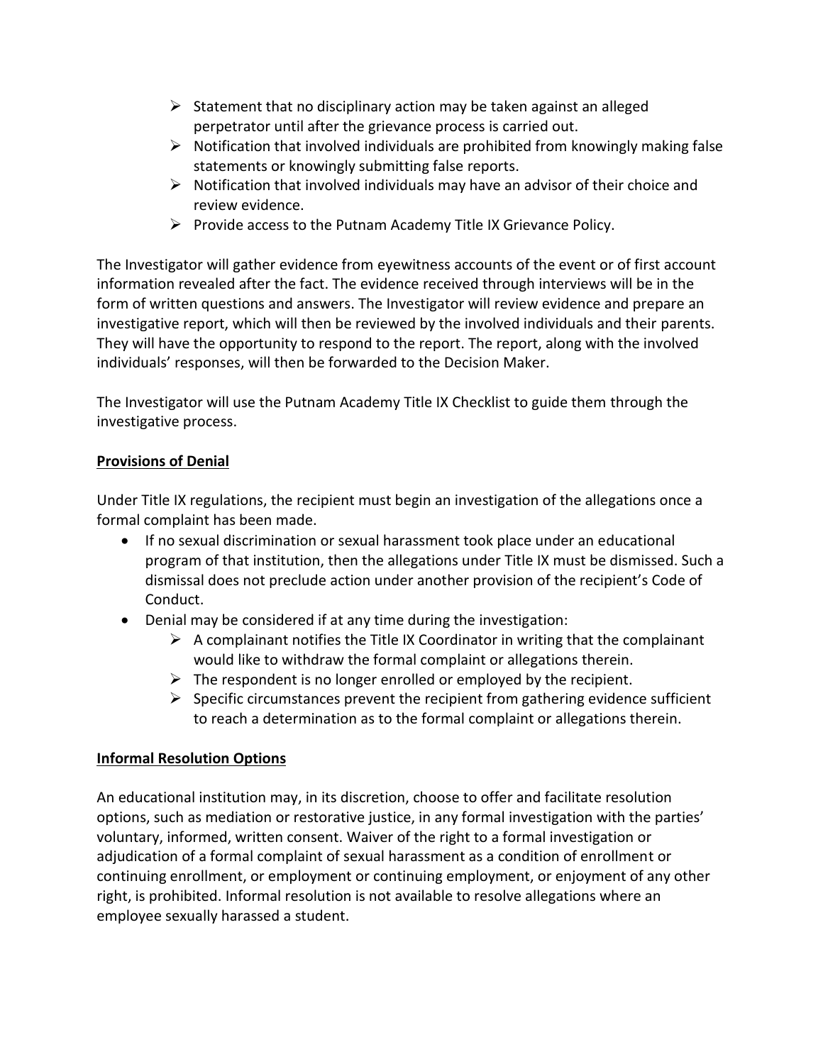- Statement that no disciplinary action may be taken against an alleged perpetrator until after the grievance process is carried out.
- Notification that involved individuals are prohibited from knowingly making false statements or knowingly submitting false reports.
- Notification that involved individuals may have an advisor of their choice and review evidence.
- Provide access to the Putnam Academy Title IX Grievance Policy.

The Investigator will gather evidence from eyewitness accounts of the event or of first account information revealed after the fact. The evidence received through interviews will be in the form of written questions and answers. The Investigator will review evidence and prepare an investigative report, which will then be reviewed by the involved individuals and their parents. They will have the opportunity to respond to the report. The report, along with the involved individuals' responses, will then be forwarded to the Decision Maker.

The Investigator will use the Putnam Academy Title IX Checklist to guide them through the investigative process.

**<u>Provisions of Denial</u>**

Under Title IX regulations, the recipient must begin an investigation of the allegations once a formal complaint has been made.

- If no sexual discrimination or sexual harassment took place under an educational program of that institution, then the allegations under Title IX must be dismissed. Such a dismissal does not preclude action under another provision of the recipient's Code of Conduct.
- Denial may be considered if at any time during the investigation:
  - A complainant notifies the Title IX Coordinator in writing that the complainant would like to withdraw the formal complaint or allegations therein.
  - The respondent is no longer enrolled or employed by the recipient.
  - Specific circumstances prevent the recipient from gathering evidence sufficient to reach a determination as to the formal complaint or allegations therein.

**<u>Informal Resolution Options</u>**

An educational institution may, in its discretion, choose to offer and facilitate resolution options, such as mediation or restorative justice, in any formal investigation with the parties' voluntary, informed, written consent. Waiver of the right to a formal investigation or adjudication of a formal complaint of sexual harassment as a condition of enrollment or continuing enrollment, or employment or continuing employment, or enjoyment of any other right, is prohibited. Informal resolution is not available to resolve allegations where an employee sexually harassed a student.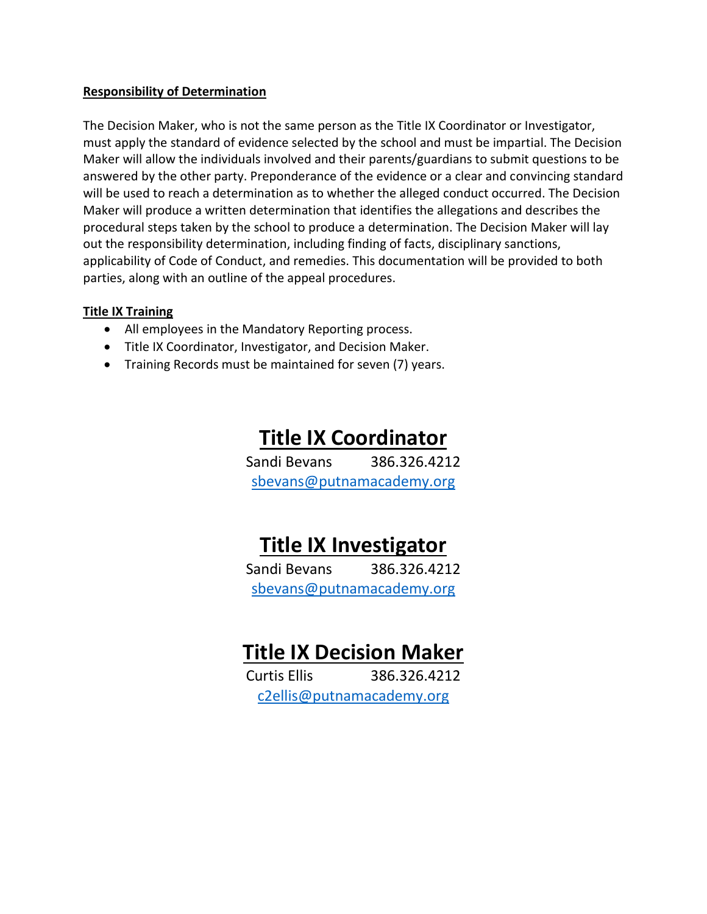**Responsibility of Determination**

The Decision Maker, who is not the same person as the Title IX Coordinator or Investigator, must apply the standard of evidence selected by the school and must be impartial. The Decision Maker will allow the individuals involved and their parents/guardians to submit questions to be answered by the other party. Preponderance of the evidence or a clear and convincing standard will be used to reach a determination as to whether the alleged conduct occurred. The Decision Maker will produce a written determination that identifies the allegations and describes the procedural steps taken by the school to produce a determination. The Decision Maker will lay out the responsibility determination, including finding of facts, disciplinary sanctions, applicability of Code of Conduct, and remedies. This documentation will be provided to both parties, along with an outline of the appeal procedures.

**Title IX Training**

- All employees in the Mandatory Reporting process.
- Title IX Coordinator, Investigator, and Decision Maker.
- Training Records must be maintained for seven (7) years.

## Title IX Coordinator

Sandi Bevans 386.326.4212

sbevans@putnamacademy.org

## Title IX Investigator

Sandi Bevans 386.326.4212

sbevans@putnamacademy.org

## Title IX Decision Maker

Curtis Ellis 386.326.4212

c2ellis@putnamacademy.org